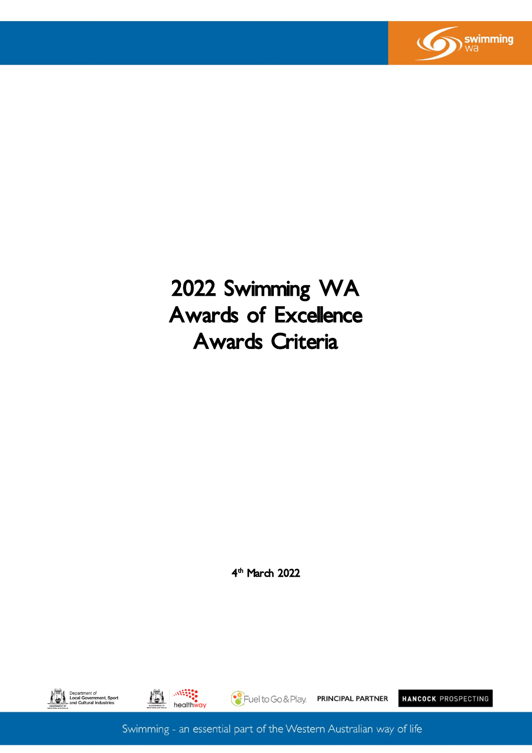# 2022 Swimming WA Awards of Excellence Awards Criteria

4th March 2022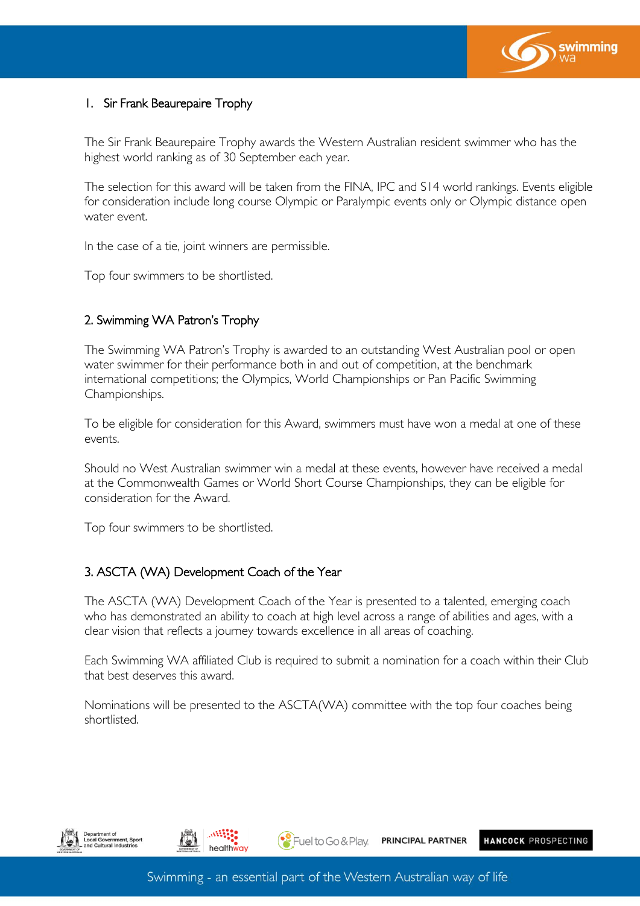## 1. Sir Frank Beaurepaire Trophy

The Sir Frank Beaurepaire Trophy awards the Western Australian resident swimmer who has the highest world ranking as of 30 September each year.

The selection for this award will be taken from the FINA, IPC and S14 world rankings. Events eligible for consideration include long course Olympic or Paralympic events only or Olympic distance open water event.

In the case of a tie, joint winners are permissible.

Top four swimmers to be shortlisted.

## 2. Swimming WA Patron's Trophy

The Swimming WA Patron's Trophy is awarded to an outstanding West Australian pool or open water swimmer for their performance both in and out of competition, at the benchmark international competitions; the Olympics, World Championships or Pan Pacific Swimming Championships.

To be eligible for consideration for this Award, swimmers must have won a medal at one of these events.

Should no West Australian swimmer win a medal at these events, however have received a medal at the Commonwealth Games or World Short Course Championships, they can be eligible for consideration for the Award.

Top four swimmers to be shortlisted.

## 3. ASCTA (WA) Development Coach of the Year

The ASCTA (WA) Development Coach of the Year is presented to a talented, emerging coach who has demonstrated an ability to coach at high level across a range of abilities and ages, with a clear vision that reflects a journey towards excellence in all areas of coaching.

Each Swimming WA affiliated Club is required to submit a nomination for a coach within their Club that best deserves this award.

Nominations will be presented to the ASCTA(WA) committee with the top four coaches being shortlisted.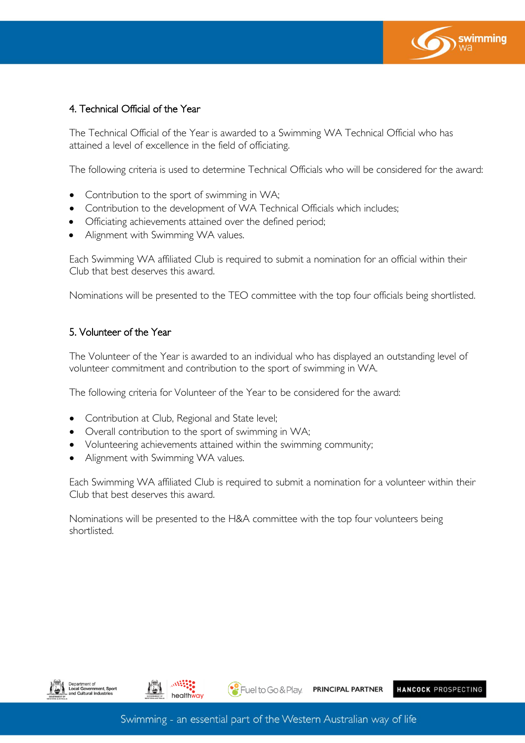### 4. Technical Official of the Year

The Technical Official of the Year is awarded to a Swimming WA Technical Official who has attained a level of excellence in the field of officiating.

The following criteria is used to determine Technical Officials who will be considered for the award:

- Contribution to the sport of swimming in WA;
- Contribution to the development of WA Technical Officials which includes;
- Officiating achievements attained over the defined period;
- Alignment with Swimming WA values.

Each Swimming WA affiliated Club is required to submit a nomination for an official within their Club that best deserves this award.

Nominations will be presented to the TEO committee with the top four officials being shortlisted.

### 5. Volunteer of the Year

The Volunteer of the Year is awarded to an individual who has displayed an outstanding level of volunteer commitment and contribution to the sport of swimming in WA.

The following criteria for Volunteer of the Year to be considered for the award:

- Contribution at Club, Regional and State level;
- Overall contribution to the sport of swimming in WA;
- Volunteering achievements attained within the swimming community;
- Alignment with Swimming WA values.

Each Swimming WA affiliated Club is required to submit a nomination for a volunteer within their Club that best deserves this award.

Nominations will be presented to the H&A committee with the top four volunteers being shortlisted.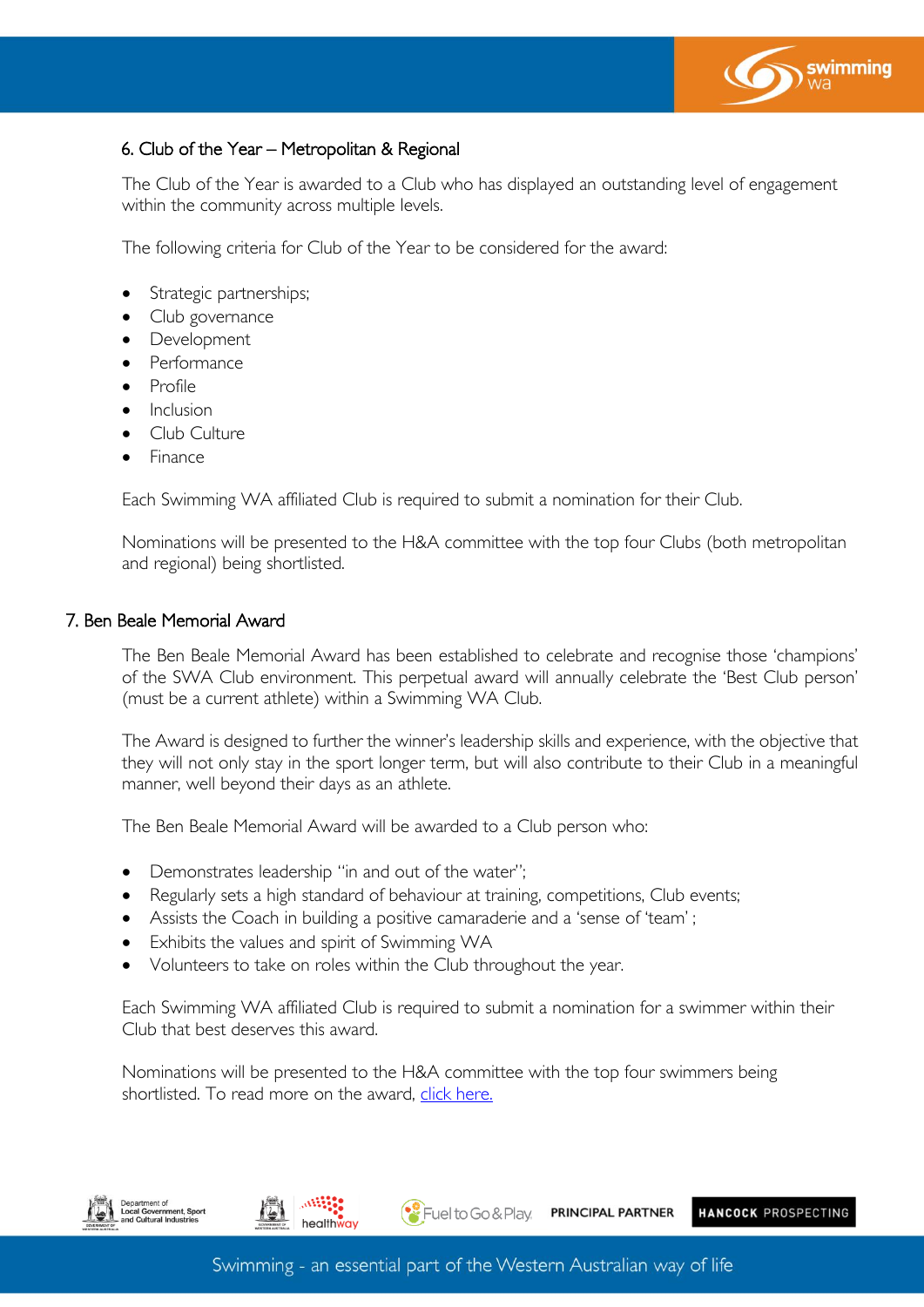### 6. Club of the Year – Metropolitan & Regional

The Club of the Year is awarded to a Club who has displayed an outstanding level of engagement within the community across multiple levels.

The following criteria for Club of the Year to be considered for the award:

- Strategic partnerships;
- Club governance
- Development
- Performance
- Profile
- Inclusion
- Club Culture
- Finance

Each Swimming WA affiliated Club is required to submit a nomination for their Club.

Nominations will be presented to the H&A committee with the top four Clubs (both metropolitan and regional) being shortlisted.

### 7. Ben Beale Memorial Award

The Ben Beale Memorial Award has been established to celebrate and recognise those 'champions' of the SWA Club environment. This perpetual award will annually celebrate the 'Best Club person' (must be a current athlete) within a Swimming WA Club.

The Award is designed to further the winner's leadership skills and experience, with the objective that they will not only stay in the sport longer term, but will also contribute to their Club in a meaningful manner, well beyond their days as an athlete.

The Ben Beale Memorial Award will be awarded to a Club person who:

- Demonstrates leadership "in and out of the water";
- Regularly sets a high standard of behaviour at training, competitions, Club events;
- Assists the Coach in building a positive camaraderie and a 'sense of 'team' ;
- Exhibits the values and spirit of Swimming WA
- Volunteers to take on roles within the Club throughout the year.

Each Swimming WA affiliated Club is required to submit a nomination for a swimmer within their Club that best deserves this award.

Nominations will be presented to the H&A committee with the top four swimmers being shortlisted. To read more on the award, click here.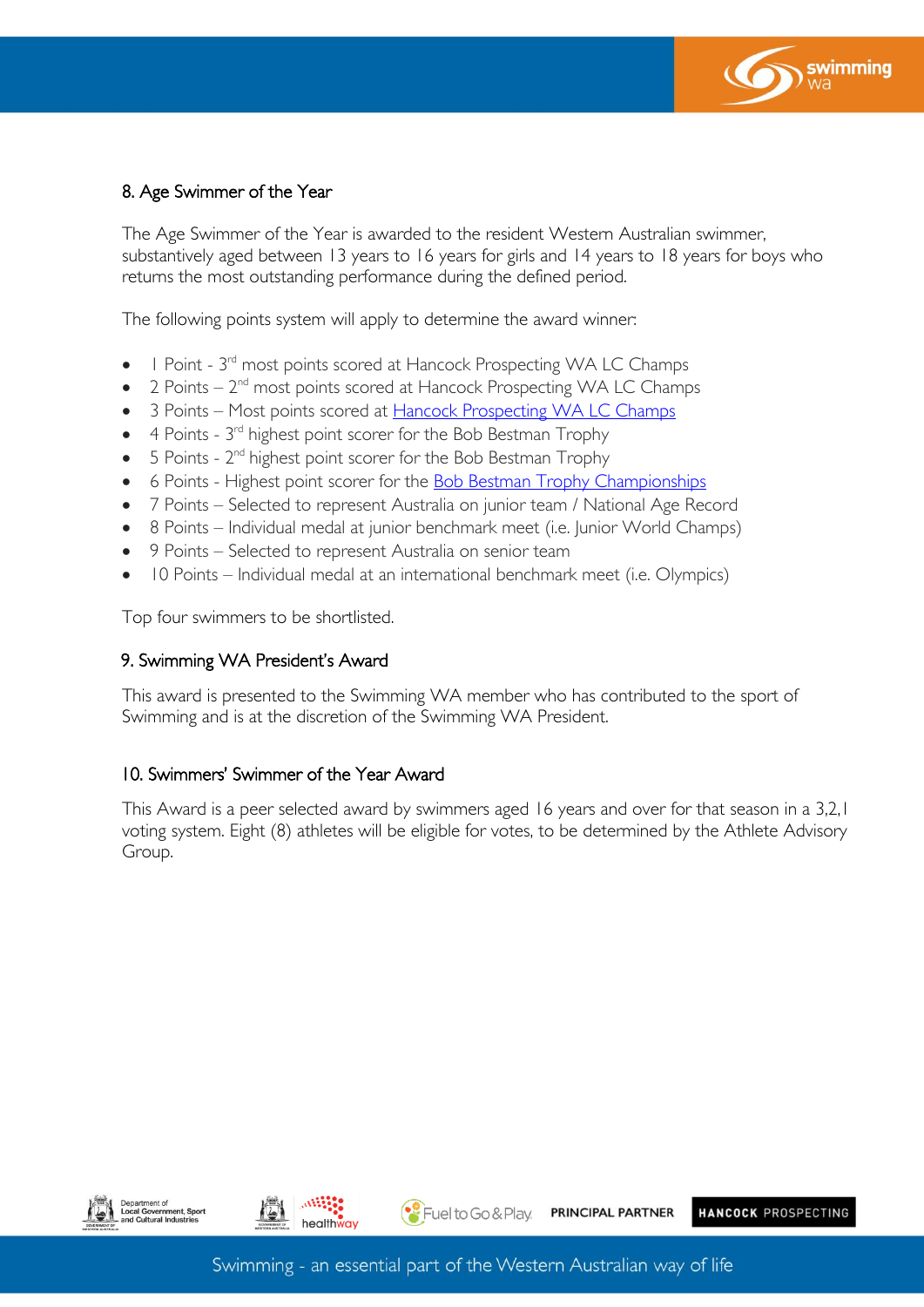## 8. Age Swimmer of the Year

The Age Swimmer of the Year is awarded to the resident Western Australian swimmer, substantively aged between 13 years to 16 years for girls and 14 years to 18 years for boys who returns the most outstanding performance during the defined period.

The following points system will apply to determine the award winner:

- 1 Point - 3rd most points scored at Hancock Prospecting WA LC Champs
- 2 Points – 2nd most points scored at Hancock Prospecting WA LC Champs
- 3 Points – Most points scored at Hancock Prospecting WA LC Champs
- 4 Points - 3rd highest point scorer for the Bob Bestman Trophy
- 5 Points - 2nd highest point scorer for the Bob Bestman Trophy
- 6 Points - Highest point scorer for the Bob Bestman Trophy Championships
- 7 Points – Selected to represent Australia on junior team / National Age Record
- 8 Points – Individual medal at junior benchmark meet (i.e. Junior World Champs)
- 9 Points – Selected to represent Australia on senior team
- 10 Points – Individual medal at an international benchmark meet (i.e. Olympics)

Top four swimmers to be shortlisted.

## 9. Swimming WA President's Award

This award is presented to the Swimming WA member who has contributed to the sport of Swimming and is at the discretion of the Swimming WA President.

## 10. Swimmers' Swimmer of the Year Award

This Award is a peer selected award by swimmers aged 16 years and over for that season in a 3,2,1 voting system. Eight (8) athletes will be eligible for votes, to be determined by the Athlete Advisory Group.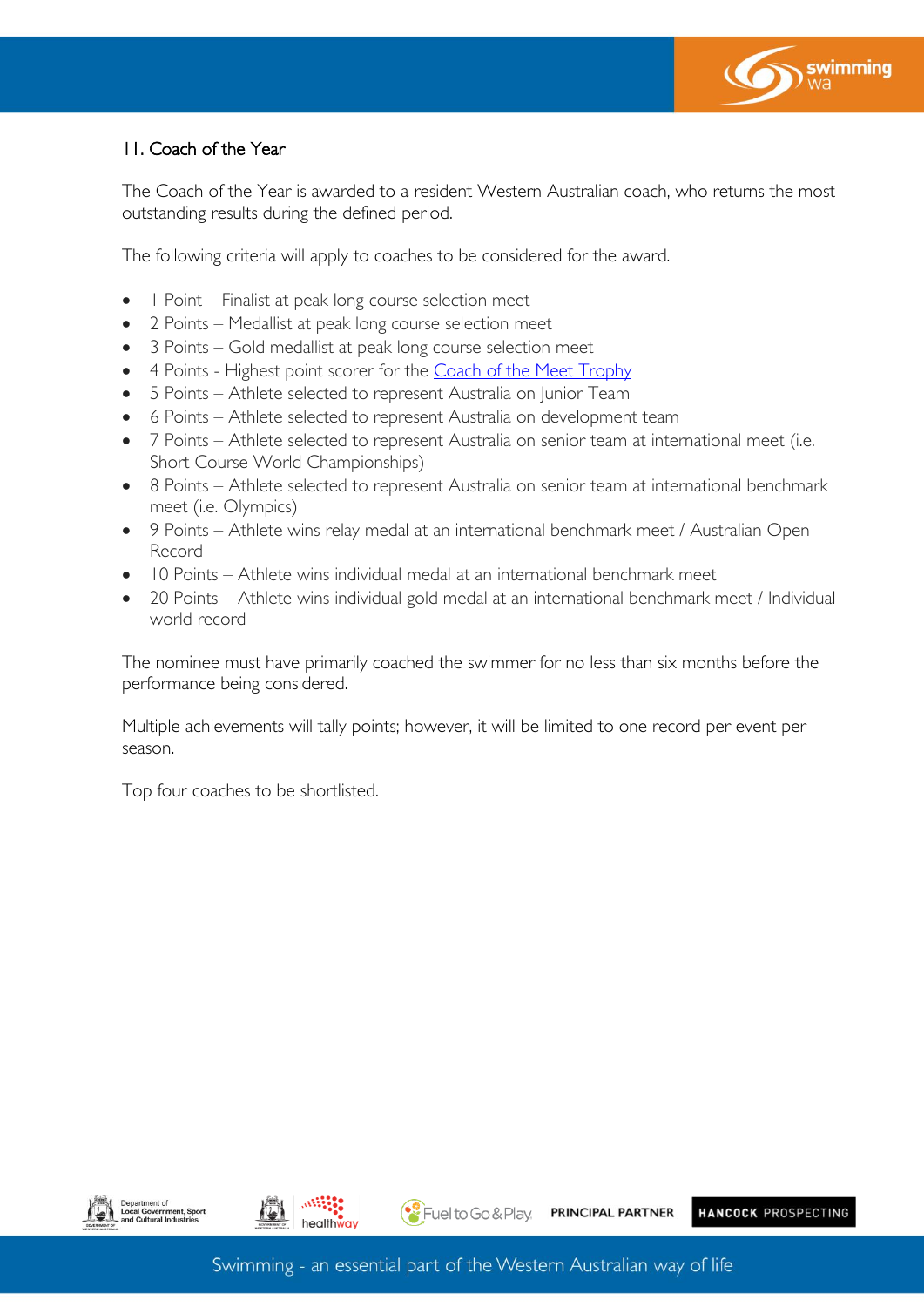## 11. Coach of the Year

The Coach of the Year is awarded to a resident Western Australian coach, who returns the most outstanding results during the defined period.

The following criteria will apply to coaches to be considered for the award.

- 1 Point – Finalist at peak long course selection meet
- 2 Points – Medallist at peak long course selection meet
- 3 Points – Gold medallist at peak long course selection meet
- 4 Points - Highest point scorer for the Coach of the Meet Trophy
- 5 Points – Athlete selected to represent Australia on Junior Team
- 6 Points – Athlete selected to represent Australia on development team
- 7 Points – Athlete selected to represent Australia on senior team at international meet (i.e. Short Course World Championships)
- 8 Points – Athlete selected to represent Australia on senior team at international benchmark meet (i.e. Olympics)
- 9 Points – Athlete wins relay medal at an international benchmark meet / Australian Open Record
- 10 Points – Athlete wins individual medal at an international benchmark meet
- 20 Points – Athlete wins individual gold medal at an international benchmark meet / Individual world record

The nominee must have primarily coached the swimmer for no less than six months before the performance being considered.

Multiple achievements will tally points; however, it will be limited to one record per event per season.

Top four coaches to be shortlisted.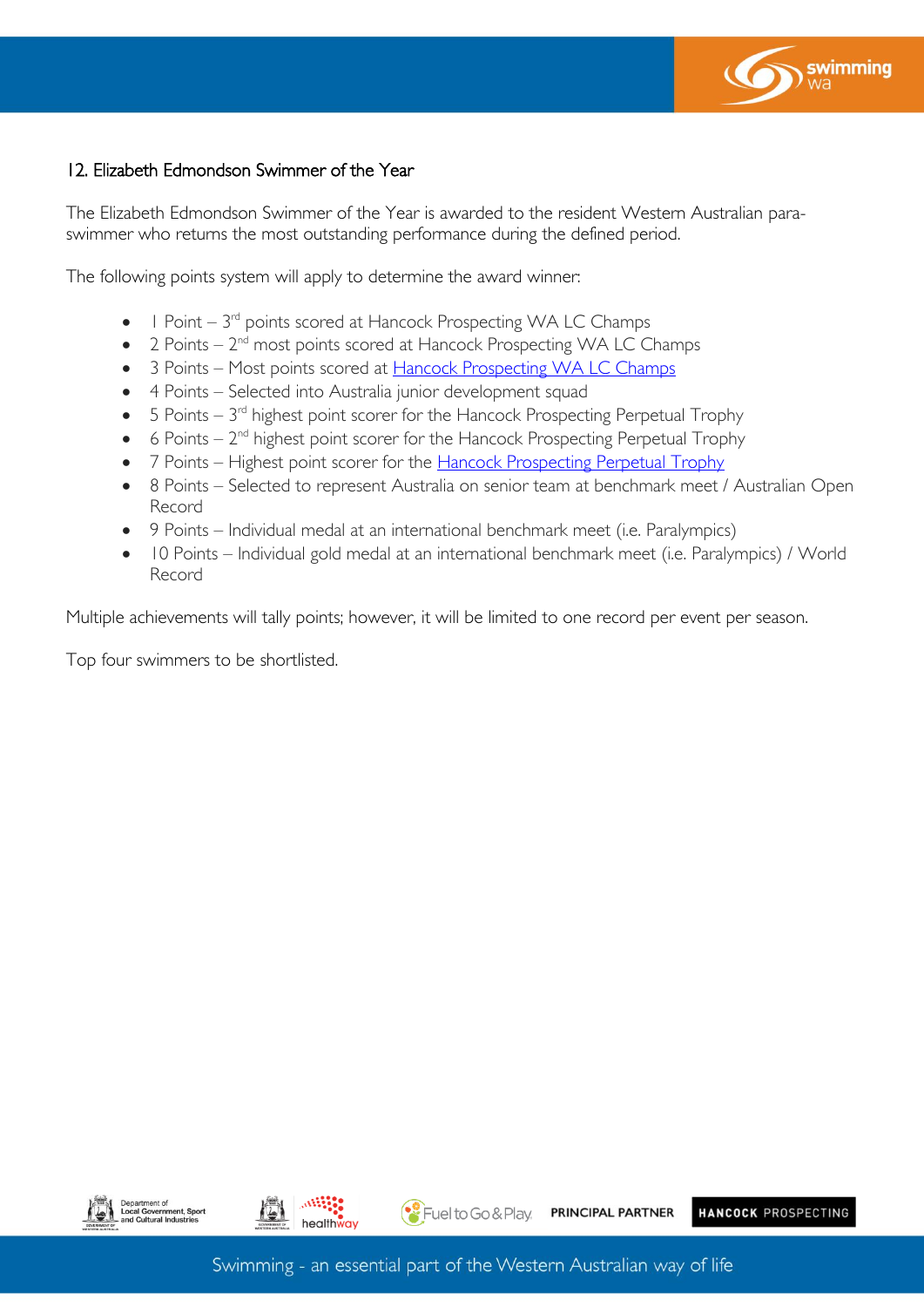## 12. Elizabeth Edmondson Swimmer of the Year

The Elizabeth Edmondson Swimmer of the Year is awarded to the resident Western Australian para-swimmer who returns the most outstanding performance during the defined period.

The following points system will apply to determine the award winner:

- 1 Point – 3rd points scored at Hancock Prospecting WA LC Champs
- 2 Points – 2nd most points scored at Hancock Prospecting WA LC Champs
- 3 Points – Most points scored at Hancock Prospecting WA LC Champs
- 4 Points – Selected into Australia junior development squad
- 5 Points – 3rd highest point scorer for the Hancock Prospecting Perpetual Trophy
- 6 Points – 2nd highest point scorer for the Hancock Prospecting Perpetual Trophy
- 7 Points – Highest point scorer for the Hancock Prospecting Perpetual Trophy
- 8 Points – Selected to represent Australia on senior team at benchmark meet / Australian Open Record
- 9 Points – Individual medal at an international benchmark meet (i.e. Paralympics)
- 10 Points – Individual gold medal at an international benchmark meet (i.e. Paralympics) / World Record

Multiple achievements will tally points; however, it will be limited to one record per event per season.

Top four swimmers to be shortlisted.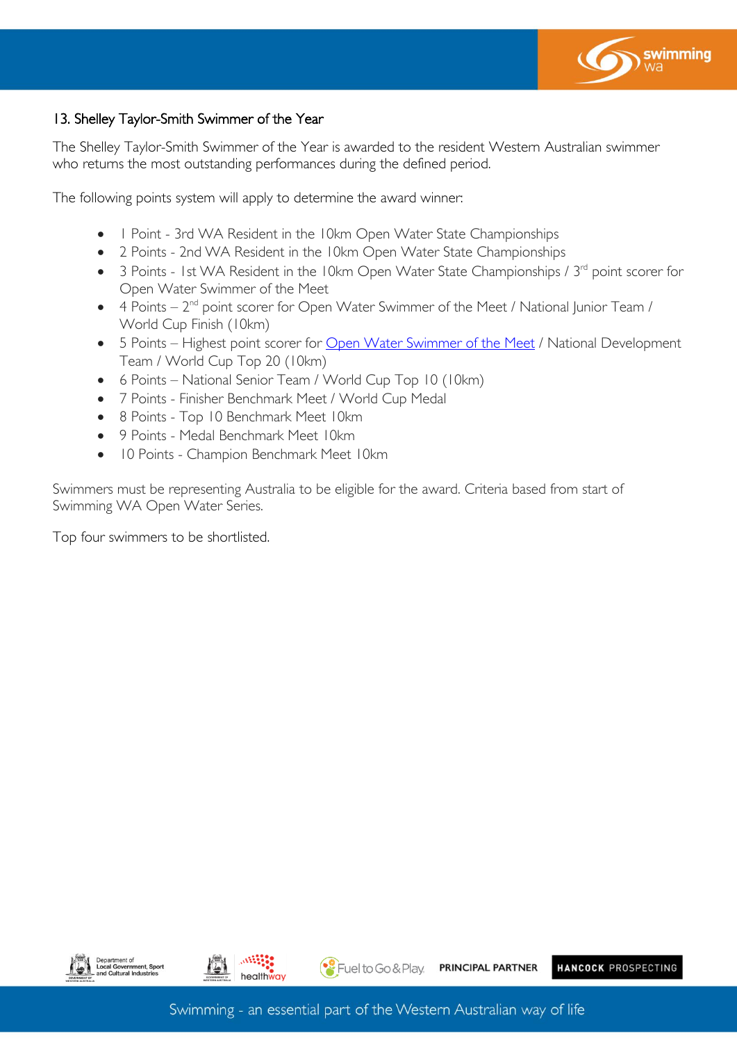## 13. Shelley Taylor-Smith Swimmer of the Year

The Shelley Taylor-Smith Swimmer of the Year is awarded to the resident Western Australian swimmer who returns the most outstanding performances during the defined period.

The following points system will apply to determine the award winner:

- 1 Point - 3rd WA Resident in the 10km Open Water State Championships
- 2 Points - 2nd WA Resident in the 10km Open Water State Championships
- 3 Points - 1st WA Resident in the 10km Open Water State Championships / 3rd point scorer for Open Water Swimmer of the Meet
- 4 Points – 2nd point scorer for Open Water Swimmer of the Meet / National Junior Team / World Cup Finish (10km)
- 5 Points – Highest point scorer for Open Water Swimmer of the Meet / National Development Team / World Cup Top 20 (10km)
- 6 Points – National Senior Team / World Cup Top 10 (10km)
- 7 Points - Finisher Benchmark Meet / World Cup Medal
- 8 Points - Top 10 Benchmark Meet 10km
- 9 Points - Medal Benchmark Meet 10km
- 10 Points - Champion Benchmark Meet 10km

Swimmers must be representing Australia to be eligible for the award. Criteria based from start of Swimming WA Open Water Series.

Top four swimmers to be shortlisted.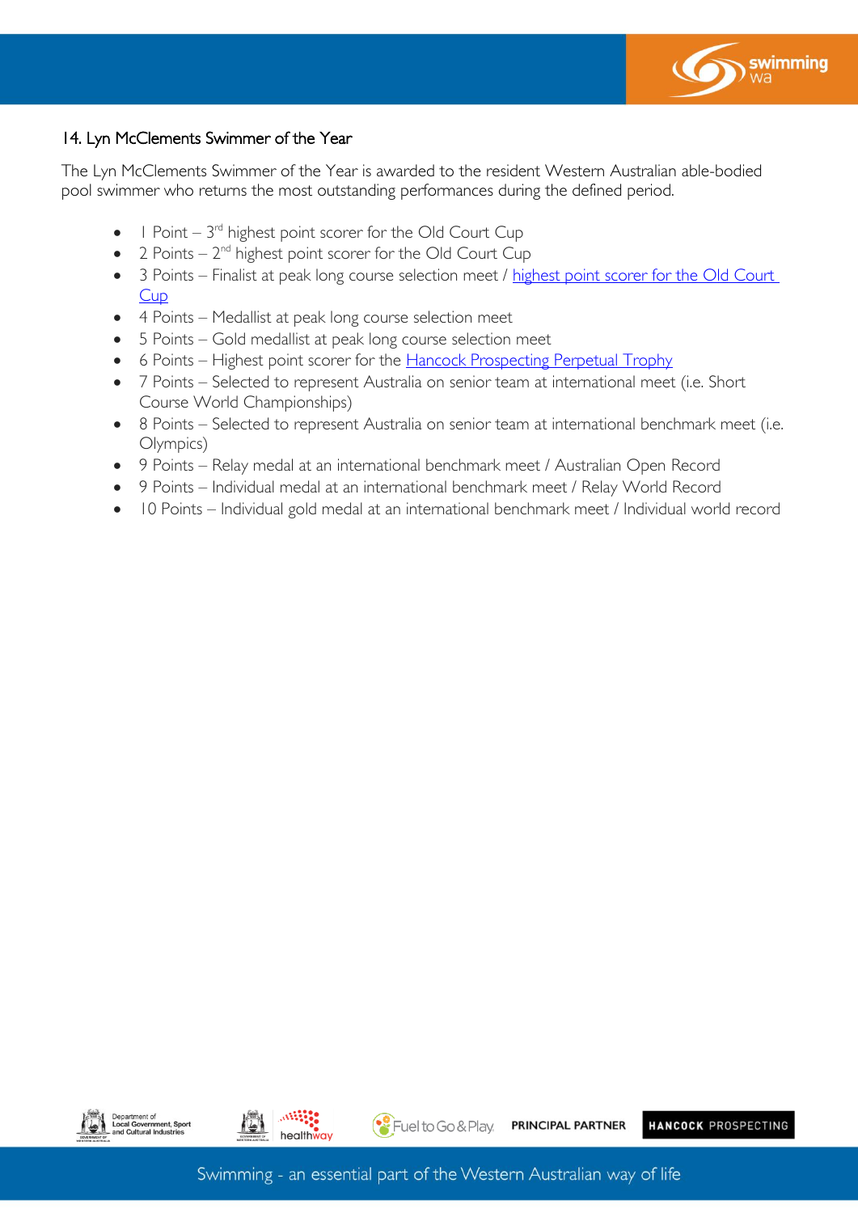## 14. Lyn McClements Swimmer of the Year

The Lyn McClements Swimmer of the Year is awarded to the resident Western Australian able-bodied pool swimmer who returns the most outstanding performances during the defined period.

- 1 Point – 3rd highest point scorer for the Old Court Cup
- 2 Points – 2nd highest point scorer for the Old Court Cup
- 3 Points – Finalist at peak long course selection meet / highest point scorer for the Old Court Cup
- 4 Points – Medallist at peak long course selection meet
- 5 Points – Gold medallist at peak long course selection meet
- 6 Points – Highest point scorer for the Hancock Prospecting Perpetual Trophy
- 7 Points – Selected to represent Australia on senior team at international meet (i.e. Short Course World Championships)
- 8 Points – Selected to represent Australia on senior team at international benchmark meet (i.e. Olympics)
- 9 Points – Relay medal at an international benchmark meet / Australian Open Record
- 9 Points – Individual medal at an international benchmark meet / Relay World Record
- 10 Points – Individual gold medal at an international benchmark meet / Individual world record